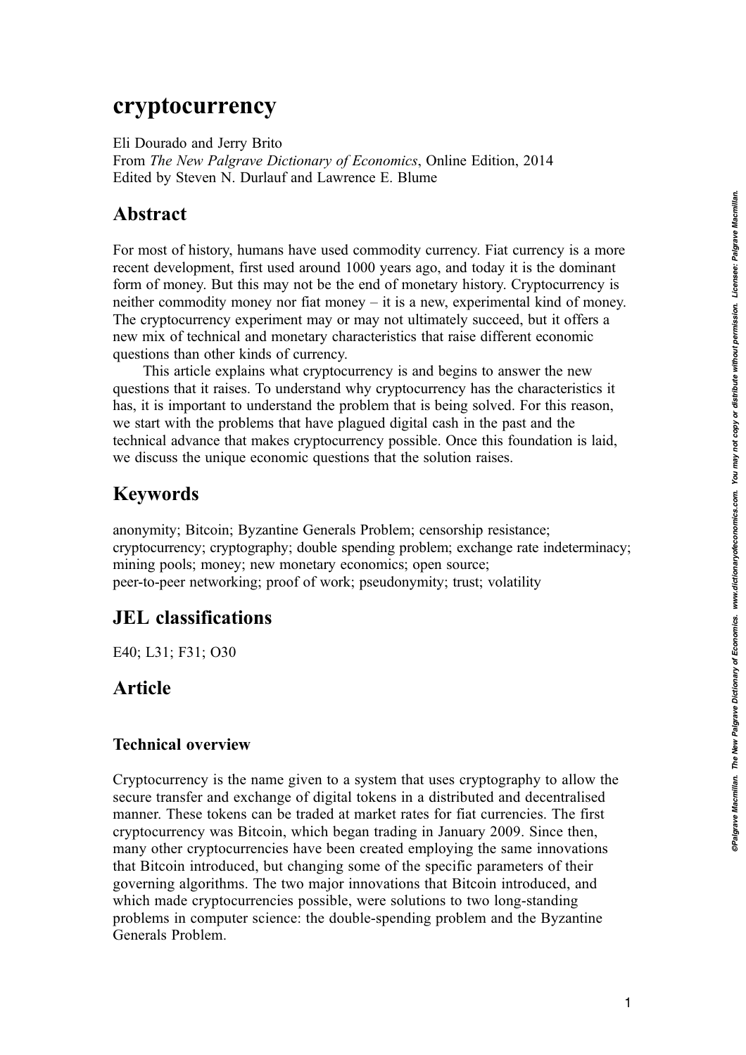# cryptocurrency

Eli Dourado and Jerry Brito
From *The New Palgrave Dictionary of Economics*, Online Edition, 2014
Edited by Steven N. Durlauf and Lawrence E. Blume

## Abstract

For most of history, humans have used commodity currency. Fiat currency is a more recent development, first used around 1000 years ago, and today it is the dominant form of money. But this may not be the end of monetary history. Cryptocurrency is neither commodity money nor fiat money – it is a new, experimental kind of money. The cryptocurrency experiment may or may not ultimately succeed, but it offers a new mix of technical and monetary characteristics that raise different economic questions than other kinds of currency.

This article explains what cryptocurrency is and begins to answer the new questions that it raises. To understand why cryptocurrency has the characteristics it has, it is important to understand the problem that is being solved. For this reason, we start with the problems that have plagued digital cash in the past and the technical advance that makes cryptocurrency possible. Once this foundation is laid, we discuss the unique economic questions that the solution raises.

## Keywords

anonymity; Bitcoin; Byzantine Generals Problem; censorship resistance; cryptocurrency; cryptography; double spending problem; exchange rate indeterminacy; mining pools; money; new monetary economics; open source; peer-to-peer networking; proof of work; pseudonymity; trust; volatility

## JEL classifications

E40; L31; F31; O30

## Article

### Technical overview

Cryptocurrency is the name given to a system that uses cryptography to allow the secure transfer and exchange of digital tokens in a distributed and decentralised manner. These tokens can be traded at market rates for fiat currencies. The first cryptocurrency was Bitcoin, which began trading in January 2009. Since then, many other cryptocurrencies have been created employing the same innovations that Bitcoin introduced, but changing some of the specific parameters of their governing algorithms. The two major innovations that Bitcoin introduced, and which made cryptocurrencies possible, were solutions to two long-standing problems in computer science: the double-spending problem and the Byzantine Generals Problem.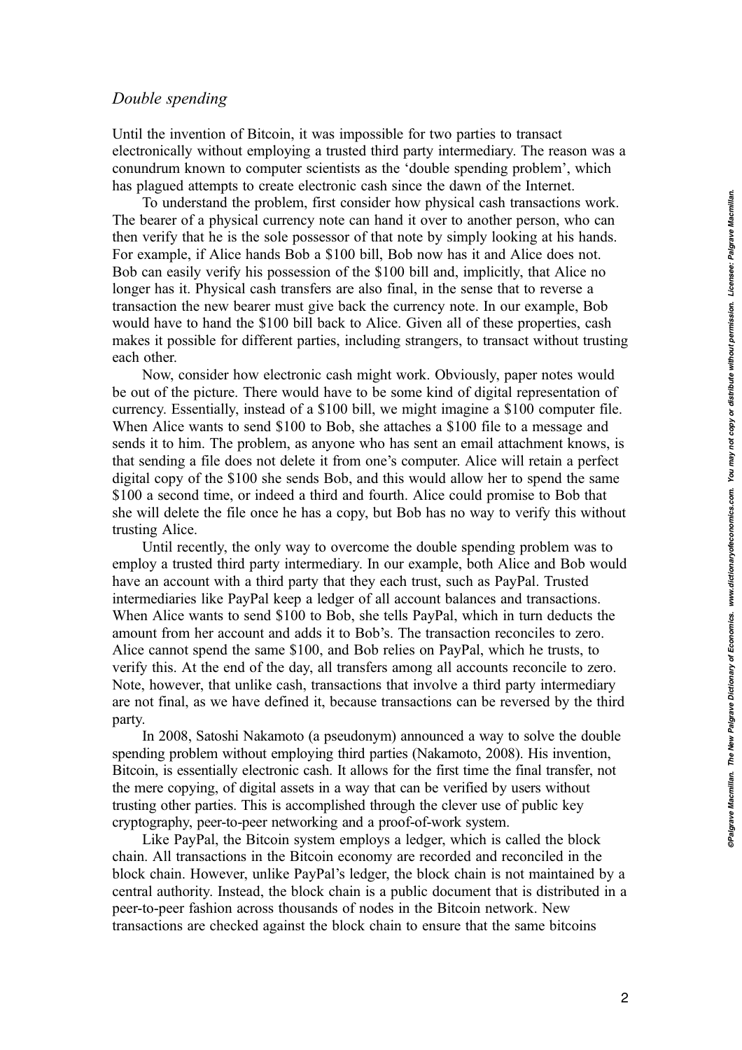### *Double spending*

Until the invention of Bitcoin, it was impossible for two parties to transact electronically without employing a trusted third party intermediary. The reason was a conundrum known to computer scientists as the 'double spending problem', which has plagued attempts to create electronic cash since the dawn of the Internet.

To understand the problem, first consider how physical cash transactions work. The bearer of a physical currency note can hand it over to another person, who can then verify that he is the sole possessor of that note by simply looking at his hands. For example, if Alice hands Bob a $100 bill, Bob now has it and Alice does not. Bob can easily verify his possession of the $100 bill and, implicitly, that Alice no longer has it. Physical cash transfers are also final, in the sense that to reverse a transaction the new bearer must give back the currency note. In our example, Bob would have to hand the $100 bill back to Alice. Given all of these properties, cash makes it possible for different parties, including strangers, to transact without trusting each other.

Now, consider how electronic cash might work. Obviously, paper notes would be out of the picture. There would have to be some kind of digital representation of currency. Essentially, instead of a $100 bill, we might imagine a $100 computer file. When Alice wants to send $100 to Bob, she attaches a $100 file to a message and sends it to him. The problem, as anyone who has sent an email attachment knows, is that sending a file does not delete it from one's computer. Alice will retain a perfect digital copy of the $100 she sends Bob, and this would allow her to spend the same $100 a second time, or indeed a third and fourth. Alice could promise to Bob that she will delete the file once he has a copy, but Bob has no way to verify this without trusting Alice.

Until recently, the only way to overcome the double spending problem was to employ a trusted third party intermediary. In our example, both Alice and Bob would have an account with a third party that they each trust, such as PayPal. Trusted intermediaries like PayPal keep a ledger of all account balances and transactions. When Alice wants to send $100 to Bob, she tells PayPal, which in turn deducts the amount from her account and adds it to Bob's. The transaction reconciles to zero. Alice cannot spend the same $100, and Bob relies on PayPal, which he trusts, to verify this. At the end of the day, all transfers among all accounts reconcile to zero. Note, however, that unlike cash, transactions that involve a third party intermediary are not final, as we have defined it, because transactions can be reversed by the third party.

In 2008, Satoshi Nakamoto (a pseudonym) announced a way to solve the double spending problem without employing third parties (Nakamoto, 2008). His invention, Bitcoin, is essentially electronic cash. It allows for the first time the final transfer, not the mere copying, of digital assets in a way that can be verified by users without trusting other parties. This is accomplished through the clever use of public key cryptography, peer-to-peer networking and a proof-of-work system.

Like PayPal, the Bitcoin system employs a ledger, which is called the block chain. All transactions in the Bitcoin economy are recorded and reconciled in the block chain. However, unlike PayPal's ledger, the block chain is not maintained by a central authority. Instead, the block chain is a public document that is distributed in a peer-to-peer fashion across thousands of nodes in the Bitcoin network. New transactions are checked against the block chain to ensure that the same bitcoins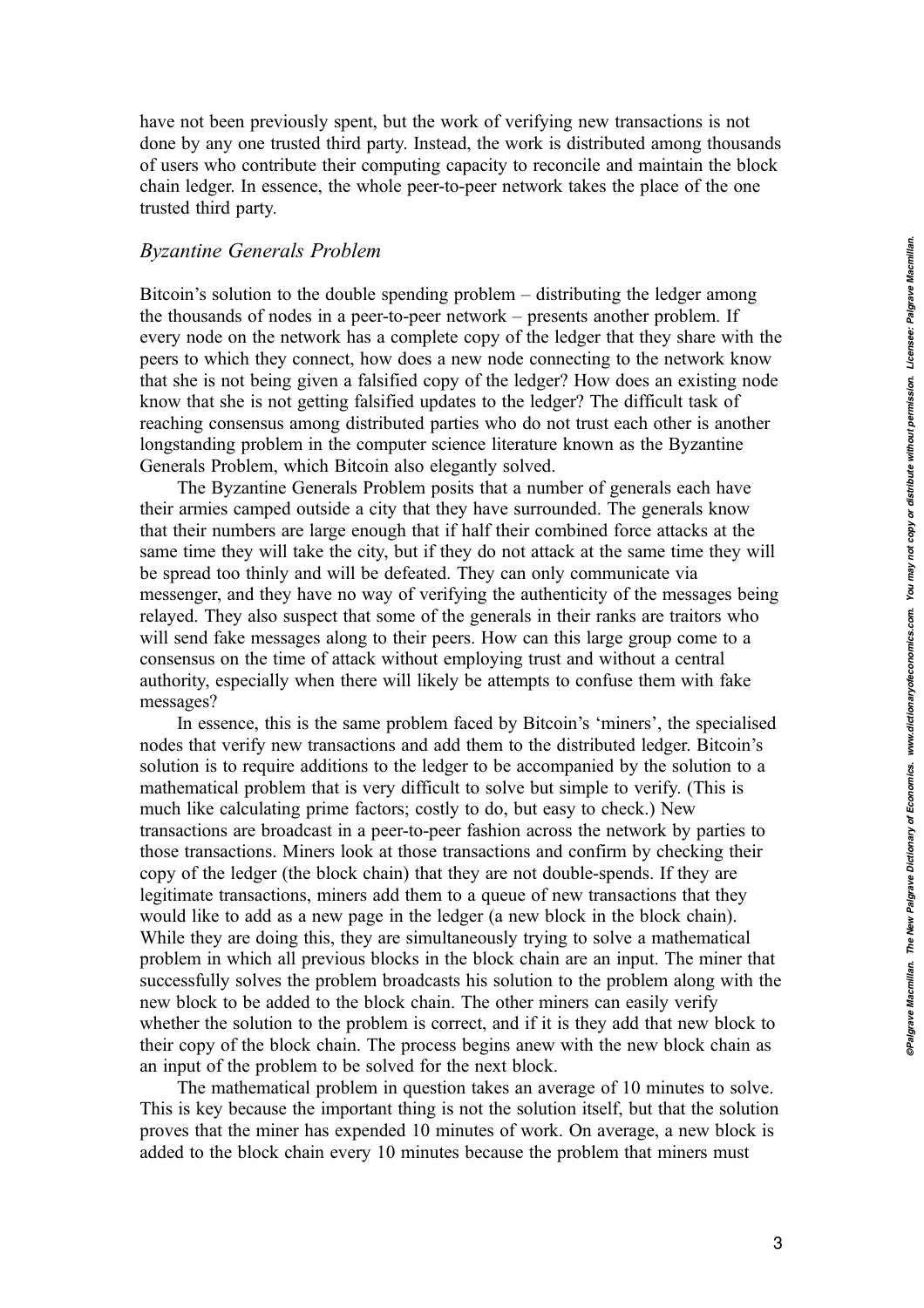have not been previously spent, but the work of verifying new transactions is not done by any one trusted third party. Instead, the work is distributed among thousands of users who contribute their computing capacity to reconcile and maintain the block chain ledger. In essence, the whole peer-to-peer network takes the place of the one trusted third party.

### *Byzantine Generals Problem*

Bitcoin's solution to the double spending problem – distributing the ledger among the thousands of nodes in a peer-to-peer network – presents another problem. If every node on the network has a complete copy of the ledger that they share with the peers to which they connect, how does a new node connecting to the network know that she is not being given a falsified copy of the ledger? How does an existing node know that she is not getting falsified updates to the ledger? The difficult task of reaching consensus among distributed parties who do not trust each other is another longstanding problem in the computer science literature known as the Byzantine Generals Problem, which Bitcoin also elegantly solved.

The Byzantine Generals Problem posits that a number of generals each have their armies camped outside a city that they have surrounded. The generals know that their numbers are large enough that if half their combined force attacks at the same time they will take the city, but if they do not attack at the same time they will be spread too thinly and will be defeated. They can only communicate via messenger, and they have no way of verifying the authenticity of the messages being relayed. They also suspect that some of the generals in their ranks are traitors who will send fake messages along to their peers. How can this large group come to a consensus on the time of attack without employing trust and without a central authority, especially when there will likely be attempts to confuse them with fake messages?

In essence, this is the same problem faced by Bitcoin's 'miners', the specialised nodes that verify new transactions and add them to the distributed ledger. Bitcoin's solution is to require additions to the ledger to be accompanied by the solution to a mathematical problem that is very difficult to solve but simple to verify. (This is much like calculating prime factors; costly to do, but easy to check.) New transactions are broadcast in a peer-to-peer fashion across the network by parties to those transactions. Miners look at those transactions and confirm by checking their copy of the ledger (the block chain) that they are not double-spends. If they are legitimate transactions, miners add them to a queue of new transactions that they would like to add as a new page in the ledger (a new block in the block chain). While they are doing this, they are simultaneously trying to solve a mathematical problem in which all previous blocks in the block chain are an input. The miner that successfully solves the problem broadcasts his solution to the problem along with the new block to be added to the block chain. The other miners can easily verify whether the solution to the problem is correct, and if it is they add that new block to their copy of the block chain. The process begins anew with the new block chain as an input of the problem to be solved for the next block.

The mathematical problem in question takes an average of 10 minutes to solve. This is key because the important thing is not the solution itself, but that the solution proves that the miner has expended 10 minutes of work. On average, a new block is added to the block chain every 10 minutes because the problem that miners must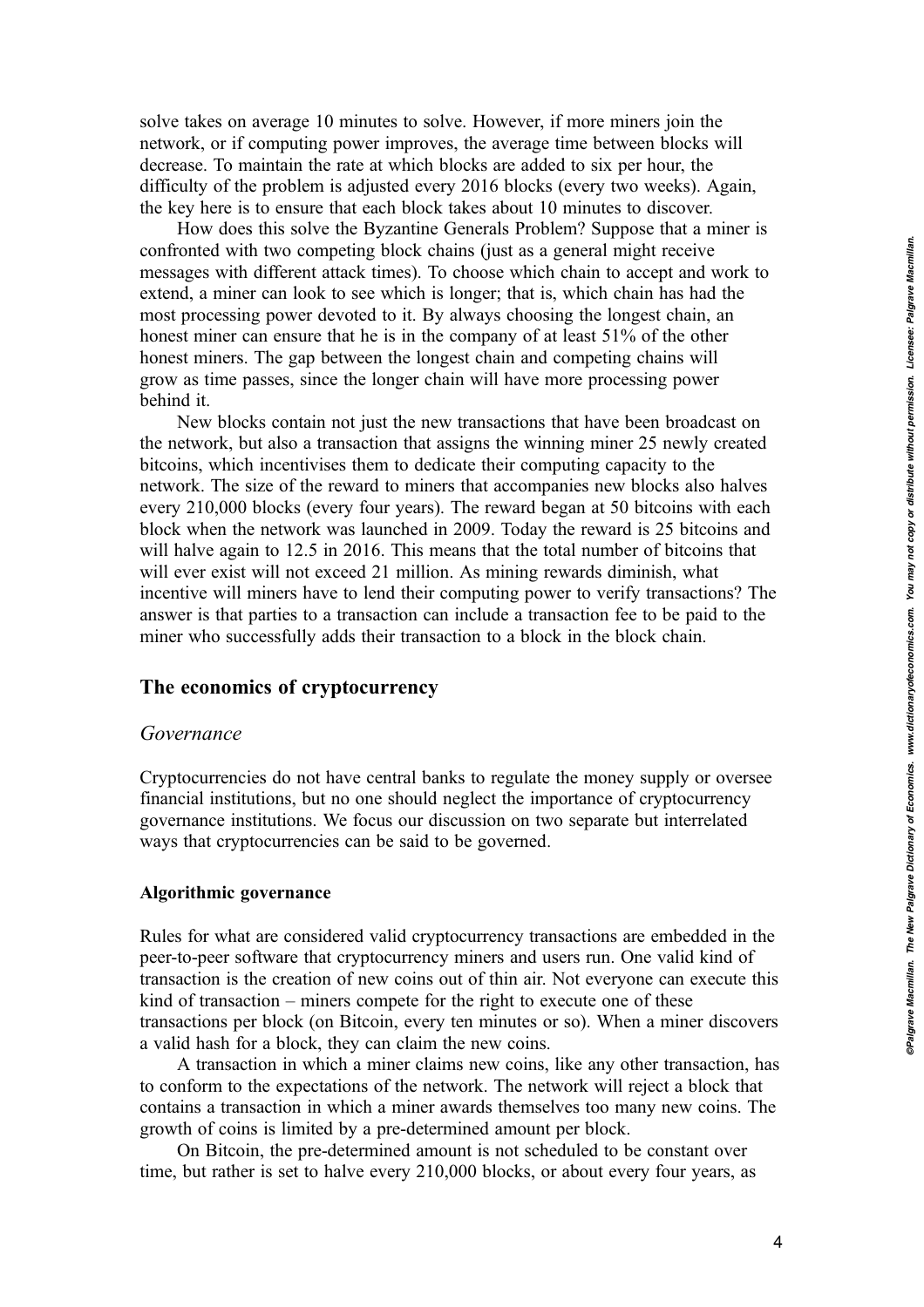solve takes on average 10 minutes to solve. However, if more miners join the network, or if computing power improves, the average time between blocks will decrease. To maintain the rate at which blocks are added to six per hour, the difficulty of the problem is adjusted every 2016 blocks (every two weeks). Again, the key here is to ensure that each block takes about 10 minutes to discover.

How does this solve the Byzantine Generals Problem? Suppose that a miner is confronted with two competing block chains (just as a general might receive messages with different attack times). To choose which chain to accept and work to extend, a miner can look to see which is longer; that is, which chain has had the most processing power devoted to it. By always choosing the longest chain, an honest miner can ensure that he is in the company of at least 51% of the other honest miners. The gap between the longest chain and competing chains will grow as time passes, since the longer chain will have more processing power behind it.

New blocks contain not just the new transactions that have been broadcast on the network, but also a transaction that assigns the winning miner 25 newly created bitcoins, which incentivises them to dedicate their computing capacity to the network. The size of the reward to miners that accompanies new blocks also halves every 210,000 blocks (every four years). The reward began at 50 bitcoins with each block when the network was launched in 2009. Today the reward is 25 bitcoins and will halve again to 12.5 in 2016. This means that the total number of bitcoins that will ever exist will not exceed 21 million. As mining rewards diminish, what incentive will miners have to lend their computing power to verify transactions? The answer is that parties to a transaction can include a transaction fee to be paid to the miner who successfully adds their transaction to a block in the block chain.

## The economics of cryptocurrency

### *Governance*

Cryptocurrencies do not have central banks to regulate the money supply or oversee financial institutions, but no one should neglect the importance of cryptocurrency governance institutions. We focus our discussion on two separate but interrelated ways that cryptocurrencies can be said to be governed.

#### Algorithmic governance

Rules for what are considered valid cryptocurrency transactions are embedded in the peer-to-peer software that cryptocurrency miners and users run. One valid kind of transaction is the creation of new coins out of thin air. Not everyone can execute this kind of transaction – miners compete for the right to execute one of these transactions per block (on Bitcoin, every ten minutes or so). When a miner discovers a valid hash for a block, they can claim the new coins.

A transaction in which a miner claims new coins, like any other transaction, has to conform to the expectations of the network. The network will reject a block that contains a transaction in which a miner awards themselves too many new coins. The growth of coins is limited by a pre-determined amount per block.

On Bitcoin, the pre-determined amount is not scheduled to be constant over time, but rather is set to halve every 210,000 blocks, or about every four years, as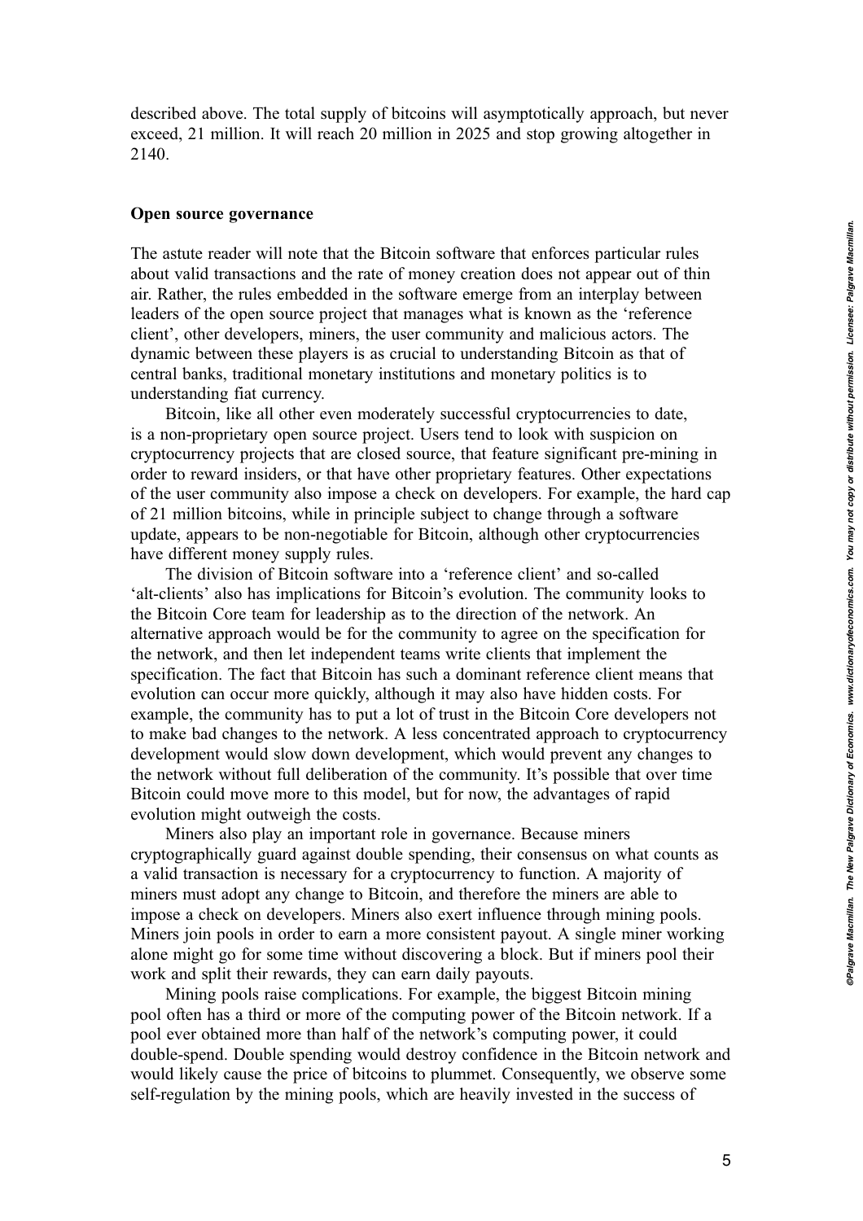described above. The total supply of bitcoins will asymptotically approach, but never exceed, 21 million. It will reach 20 million in 2025 and stop growing altogether in 2140.

**Open source governance**

The astute reader will note that the Bitcoin software that enforces particular rules about valid transactions and the rate of money creation does not appear out of thin air. Rather, the rules embedded in the software emerge from an interplay between leaders of the open source project that manages what is known as the 'reference client', other developers, miners, the user community and malicious actors. The dynamic between these players is as crucial to understanding Bitcoin as that of central banks, traditional monetary institutions and monetary politics is to understanding fiat currency.

Bitcoin, like all other even moderately successful cryptocurrencies to date, is a non-proprietary open source project. Users tend to look with suspicion on cryptocurrency projects that are closed source, that feature significant pre-mining in order to reward insiders, or that have other proprietary features. Other expectations of the user community also impose a check on developers. For example, the hard cap of 21 million bitcoins, while in principle subject to change through a software update, appears to be non-negotiable for Bitcoin, although other cryptocurrencies have different money supply rules.

The division of Bitcoin software into a 'reference client' and so-called 'alt-clients' also has implications for Bitcoin's evolution. The community looks to the Bitcoin Core team for leadership as to the direction of the network. An alternative approach would be for the community to agree on the specification for the network, and then let independent teams write clients that implement the specification. The fact that Bitcoin has such a dominant reference client means that evolution can occur more quickly, although it may also have hidden costs. For example, the community has to put a lot of trust in the Bitcoin Core developers not to make bad changes to the network. A less concentrated approach to cryptocurrency development would slow down development, which would prevent any changes to the network without full deliberation of the community. It's possible that over time Bitcoin could move more to this model, but for now, the advantages of rapid evolution might outweigh the costs.

Miners also play an important role in governance. Because miners cryptographically guard against double spending, their consensus on what counts as a valid transaction is necessary for a cryptocurrency to function. A majority of miners must adopt any change to Bitcoin, and therefore the miners are able to impose a check on developers. Miners also exert influence through mining pools. Miners join pools in order to earn a more consistent payout. A single miner working alone might go for some time without discovering a block. But if miners pool their work and split their rewards, they can earn daily payouts.

Mining pools raise complications. For example, the biggest Bitcoin mining pool often has a third or more of the computing power of the Bitcoin network. If a pool ever obtained more than half of the network's computing power, it could double-spend. Double spending would destroy confidence in the Bitcoin network and would likely cause the price of bitcoins to plummet. Consequently, we observe some self-regulation by the mining pools, which are heavily invested in the success of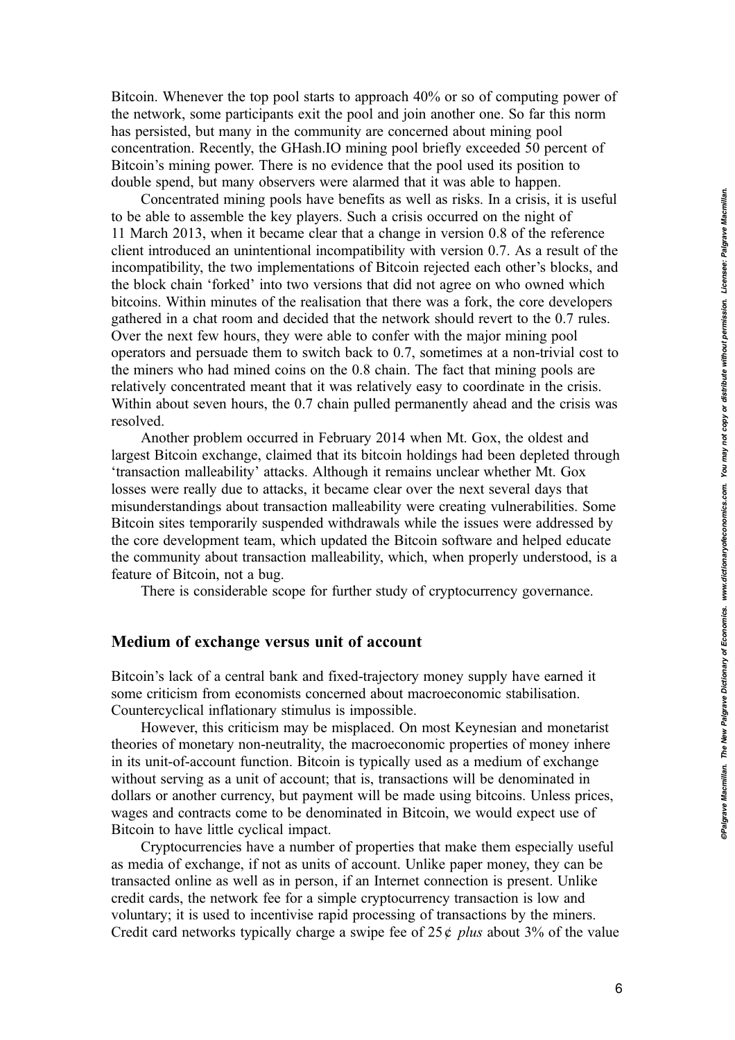Bitcoin. Whenever the top pool starts to approach 40% or so of computing power of the network, some participants exit the pool and join another one. So far this norm has persisted, but many in the community are concerned about mining pool concentration. Recently, the GHash.IO mining pool briefly exceeded 50 percent of Bitcoin's mining power. There is no evidence that the pool used its position to double spend, but many observers were alarmed that it was able to happen.

Concentrated mining pools have benefits as well as risks. In a crisis, it is useful to be able to assemble the key players. Such a crisis occurred on the night of 11 March 2013, when it became clear that a change in version 0.8 of the reference client introduced an unintentional incompatibility with version 0.7. As a result of the incompatibility, the two implementations of Bitcoin rejected each other's blocks, and the block chain 'forked' into two versions that did not agree on who owned which bitcoins. Within minutes of the realisation that there was a fork, the core developers gathered in a chat room and decided that the network should revert to the 0.7 rules. Over the next few hours, they were able to confer with the major mining pool operators and persuade them to switch back to 0.7, sometimes at a non-trivial cost to the miners who had mined coins on the 0.8 chain. The fact that mining pools are relatively concentrated meant that it was relatively easy to coordinate in the crisis. Within about seven hours, the 0.7 chain pulled permanently ahead and the crisis was resolved.

Another problem occurred in February 2014 when Mt. Gox, the oldest and largest Bitcoin exchange, claimed that its bitcoin holdings had been depleted through 'transaction malleability' attacks. Although it remains unclear whether Mt. Gox losses were really due to attacks, it became clear over the next several days that misunderstandings about transaction malleability were creating vulnerabilities. Some Bitcoin sites temporarily suspended withdrawals while the issues were addressed by the core development team, which updated the Bitcoin software and helped educate the community about transaction malleability, which, when properly understood, is a feature of Bitcoin, not a bug.

There is considerable scope for further study of cryptocurrency governance.

## Medium of exchange versus unit of account

Bitcoin's lack of a central bank and fixed-trajectory money supply have earned it some criticism from economists concerned about macroeconomic stabilisation. Countercyclical inflationary stimulus is impossible.

However, this criticism may be misplaced. On most Keynesian and monetarist theories of monetary non-neutrality, the macroeconomic properties of money inhere in its unit-of-account function. Bitcoin is typically used as a medium of exchange without serving as a unit of account; that is, transactions will be denominated in dollars or another currency, but payment will be made using bitcoins. Unless prices, wages and contracts come to be denominated in Bitcoin, we would expect use of Bitcoin to have little cyclical impact.

Cryptocurrencies have a number of properties that make them especially useful as media of exchange, if not as units of account. Unlike paper money, they can be transacted online as well as in person, if an Internet connection is present. Unlike credit cards, the network fee for a simple cryptocurrency transaction is low and voluntary; it is used to incentivise rapid processing of transactions by the miners. Credit card networks typically charge a swipe fee of 25¢ *plus* about 3% of the value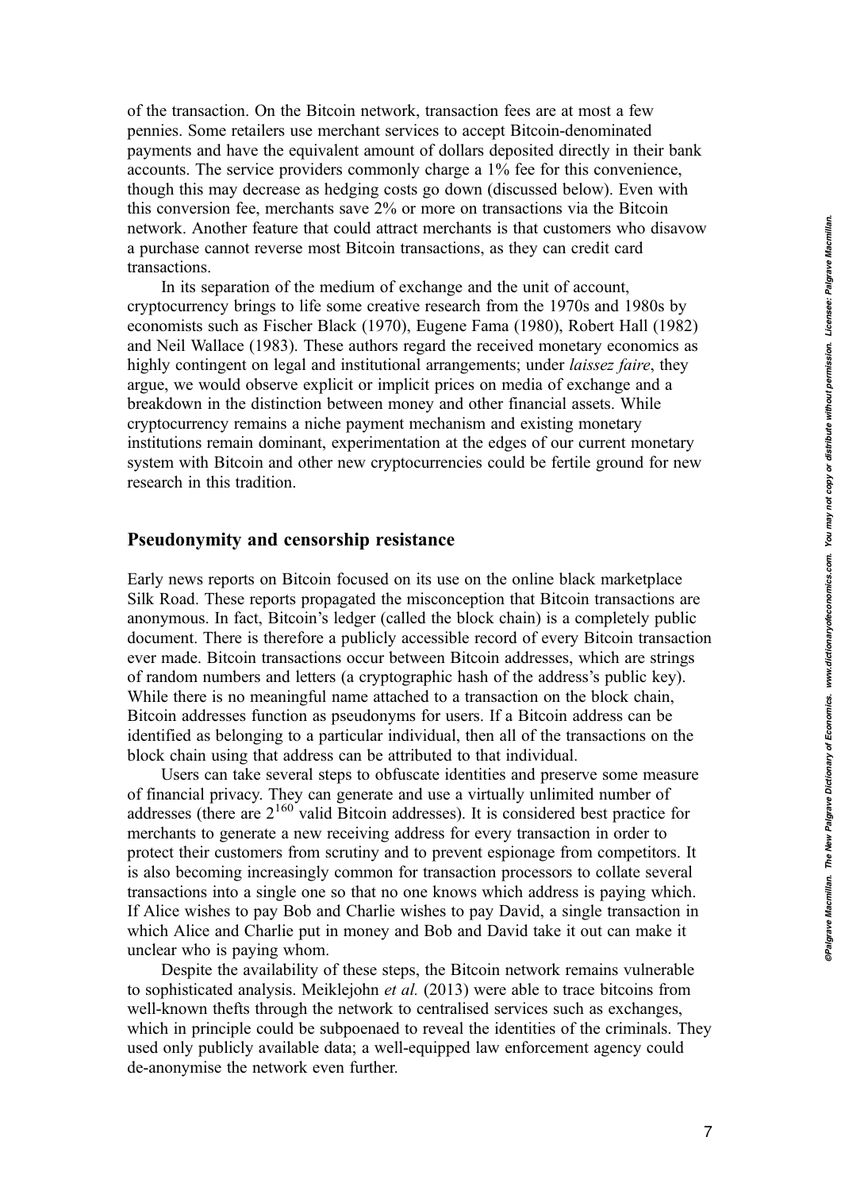of the transaction. On the Bitcoin network, transaction fees are at most a few pennies. Some retailers use merchant services to accept Bitcoin-denominated payments and have the equivalent amount of dollars deposited directly in their bank accounts. The service providers commonly charge a 1% fee for this convenience, though this may decrease as hedging costs go down (discussed below). Even with this conversion fee, merchants save 2% or more on transactions via the Bitcoin network. Another feature that could attract merchants is that customers who disavow a purchase cannot reverse most Bitcoin transactions, as they can credit card transactions.

In its separation of the medium of exchange and the unit of account, cryptocurrency brings to life some creative research from the 1970s and 1980s by economists such as Fischer Black (1970), Eugene Fama (1980), Robert Hall (1982) and Neil Wallace (1983). These authors regard the received monetary economics as highly contingent on legal and institutional arrangements; under *laissez faire*, they argue, we would observe explicit or implicit prices on media of exchange and a breakdown in the distinction between money and other financial assets. While cryptocurrency remains a niche payment mechanism and existing monetary institutions remain dominant, experimentation at the edges of our current monetary system with Bitcoin and other new cryptocurrencies could be fertile ground for new research in this tradition.

## Pseudonymity and censorship resistance

Early news reports on Bitcoin focused on its use on the online black marketplace Silk Road. These reports propagated the misconception that Bitcoin transactions are anonymous. In fact, Bitcoin's ledger (called the block chain) is a completely public document. There is therefore a publicly accessible record of every Bitcoin transaction ever made. Bitcoin transactions occur between Bitcoin addresses, which are strings of random numbers and letters (a cryptographic hash of the address's public key). While there is no meaningful name attached to a transaction on the block chain, Bitcoin addresses function as pseudonyms for users. If a Bitcoin address can be identified as belonging to a particular individual, then all of the transactions on the block chain using that address can be attributed to that individual.

Users can take several steps to obfuscate identities and preserve some measure of financial privacy. They can generate and use a virtually unlimited number of addresses (there are $2^{160}$ valid Bitcoin addresses). It is considered best practice for merchants to generate a new receiving address for every transaction in order to protect their customers from scrutiny and to prevent espionage from competitors. It is also becoming increasingly common for transaction processors to collate several transactions into a single one so that no one knows which address is paying which. If Alice wishes to pay Bob and Charlie wishes to pay David, a single transaction in which Alice and Charlie put in money and Bob and David take it out can make it unclear who is paying whom.

Despite the availability of these steps, the Bitcoin network remains vulnerable to sophisticated analysis. Meiklejohn *et al.* (2013) were able to trace bitcoins from well-known thefts through the network to centralised services such as exchanges, which in principle could be subpoenaed to reveal the identities of the criminals. They used only publicly available data; a well-equipped law enforcement agency could de-anonymise the network even further.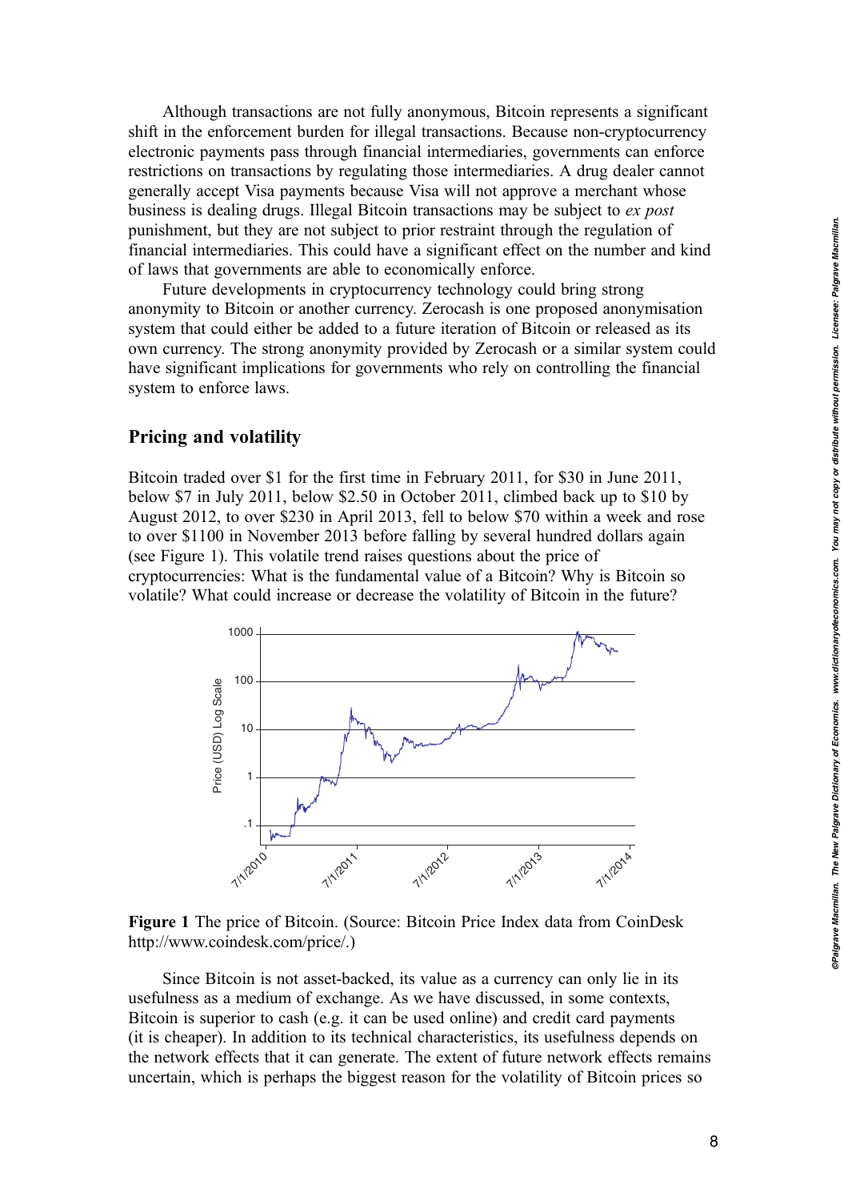Although transactions are not fully anonymous, Bitcoin represents a significant shift in the enforcement burden for illegal transactions. Because non-cryptocurrency electronic payments pass through financial intermediaries, governments can enforce restrictions on transactions by regulating those intermediaries. A drug dealer cannot generally accept Visa payments because Visa will not approve a merchant whose business is dealing drugs. Illegal Bitcoin transactions may be subject to *ex post* punishment, but they are not subject to prior restraint through the regulation of financial intermediaries. This could have a significant effect on the number and kind of laws that governments are able to economically enforce.

Future developments in cryptocurrency technology could bring strong anonymity to Bitcoin or another currency. Zerocash is one proposed anonymisation system that could either be added to a future iteration of Bitcoin or released as its own currency. The strong anonymity provided by Zerocash or a similar system could have significant implications for governments who rely on controlling the financial system to enforce laws.

## Pricing and volatility

Bitcoin traded over $1 for the first time in February 2011, for $30 in June 2011, below $7 in July 2011, below $2.50 in October 2011, climbed back up to $10 by August 2012, to over $230 in April 2013, fell to below $70 within a week and rose to over $1100 in November 2013 before falling by several hundred dollars again (see Figure 1). This volatile trend raises questions about the price of cryptocurrencies: What is the fundamental value of a Bitcoin? Why is Bitcoin so volatile? What could increase or decrease the volatility of Bitcoin in the future?

**Figure 1** The price of Bitcoin. (Source: Bitcoin Price Index data from CoinDesk http://www.coindesk.com/price/.)

Since Bitcoin is not asset-backed, its value as a currency can only lie in its usefulness as a medium of exchange. As we have discussed, in some contexts, Bitcoin is superior to cash (e.g. it can be used online) and credit card payments (it is cheaper). In addition to its technical characteristics, its usefulness depends on the network effects that it can generate. The extent of future network effects remains uncertain, which is perhaps the biggest reason for the volatility of Bitcoin prices so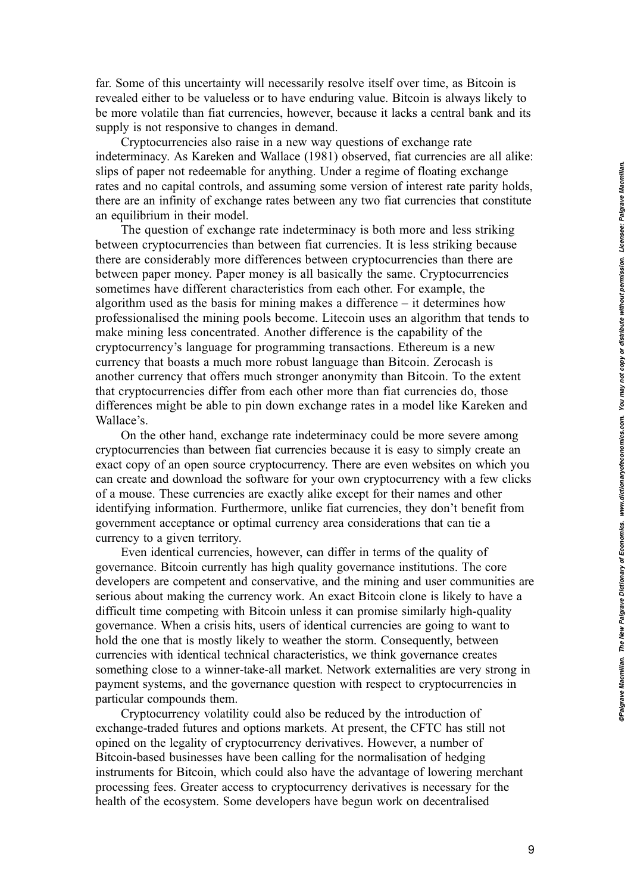far. Some of this uncertainty will necessarily resolve itself over time, as Bitcoin is revealed either to be valueless or to have enduring value. Bitcoin is always likely to be more volatile than fiat currencies, however, because it lacks a central bank and its supply is not responsive to changes in demand.

Cryptocurrencies also raise in a new way questions of exchange rate indeterminacy. As Kareken and Wallace (1981) observed, fiat currencies are all alike: slips of paper not redeemable for anything. Under a regime of floating exchange rates and no capital controls, and assuming some version of interest rate parity holds, there are an infinity of exchange rates between any two fiat currencies that constitute an equilibrium in their model.

The question of exchange rate indeterminacy is both more and less striking between cryptocurrencies than between fiat currencies. It is less striking because there are considerably more differences between cryptocurrencies than there are between paper money. Paper money is all basically the same. Cryptocurrencies sometimes have different characteristics from each other. For example, the algorithm used as the basis for mining makes a difference – it determines how professionalised the mining pools become. Litecoin uses an algorithm that tends to make mining less concentrated. Another difference is the capability of the cryptocurrency's language for programming transactions. Ethereum is a new currency that boasts a much more robust language than Bitcoin. Zerocash is another currency that offers much stronger anonymity than Bitcoin. To the extent that cryptocurrencies differ from each other more than fiat currencies do, those differences might be able to pin down exchange rates in a model like Kareken and Wallace's.

On the other hand, exchange rate indeterminacy could be more severe among cryptocurrencies than between fiat currencies because it is easy to simply create an exact copy of an open source cryptocurrency. There are even websites on which you can create and download the software for your own cryptocurrency with a few clicks of a mouse. These currencies are exactly alike except for their names and other identifying information. Furthermore, unlike fiat currencies, they don't benefit from government acceptance or optimal currency area considerations that can tie a currency to a given territory.

Even identical currencies, however, can differ in terms of the quality of governance. Bitcoin currently has high quality governance institutions. The core developers are competent and conservative, and the mining and user communities are serious about making the currency work. An exact Bitcoin clone is likely to have a difficult time competing with Bitcoin unless it can promise similarly high-quality governance. When a crisis hits, users of identical currencies are going to want to hold the one that is mostly likely to weather the storm. Consequently, between currencies with identical technical characteristics, we think governance creates something close to a winner-take-all market. Network externalities are very strong in payment systems, and the governance question with respect to cryptocurrencies in particular compounds them.

Cryptocurrency volatility could also be reduced by the introduction of exchange-traded futures and options markets. At present, the CFTC has still not opined on the legality of cryptocurrency derivatives. However, a number of Bitcoin-based businesses have been calling for the normalisation of hedging instruments for Bitcoin, which could also have the advantage of lowering merchant processing fees. Greater access to cryptocurrency derivatives is necessary for the health of the ecosystem. Some developers have begun work on decentralised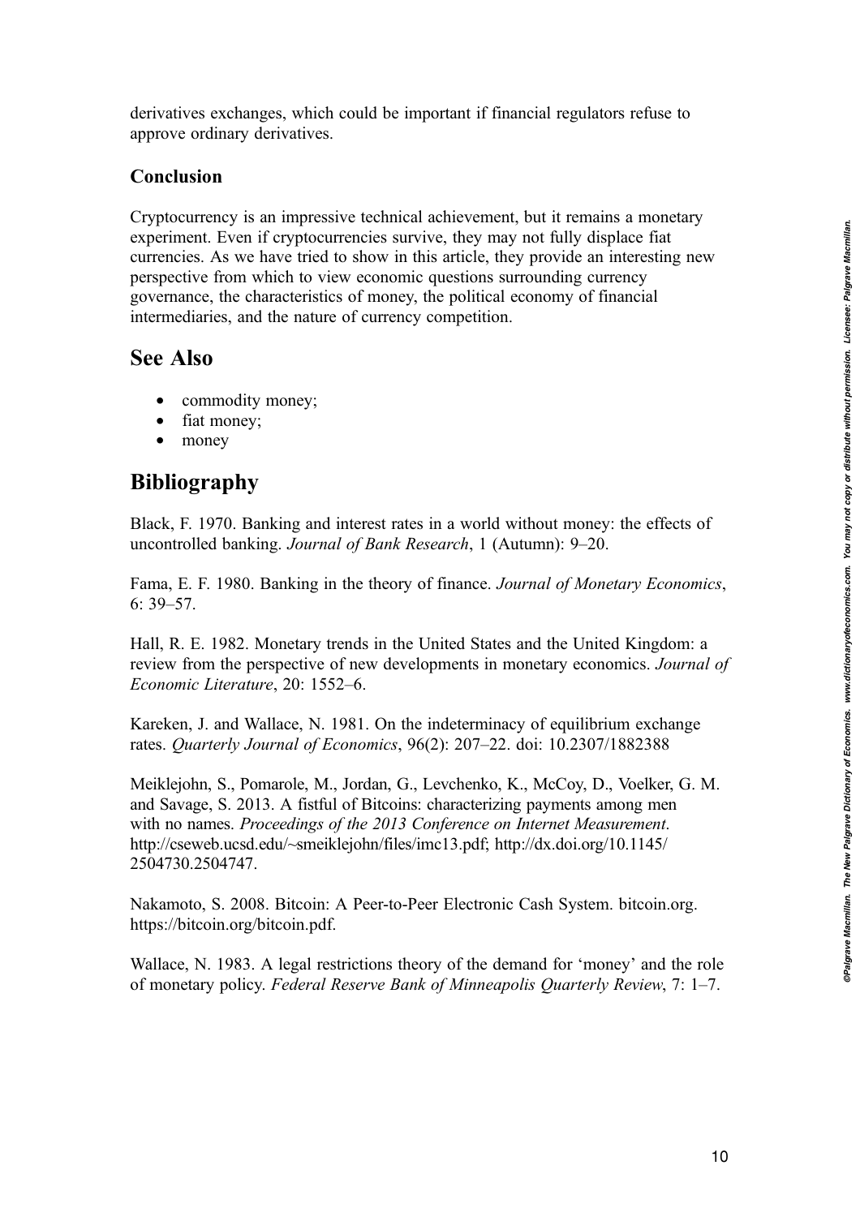derivatives exchanges, which could be important if financial regulators refuse to approve ordinary derivatives.

### Conclusion

Cryptocurrency is an impressive technical achievement, but it remains a monetary experiment. Even if cryptocurrencies survive, they may not fully displace fiat currencies. As we have tried to show in this article, they provide an interesting new perspective from which to view economic questions surrounding currency governance, the characteristics of money, the political economy of financial intermediaries, and the nature of currency competition.

## See Also

- commodity money;
- fiat money;
- money

## Bibliography

Black, F. 1970. Banking and interest rates in a world without money: the effects of uncontrolled banking. *Journal of Bank Research*, 1 (Autumn): 9–20.

Fama, E. F. 1980. Banking in the theory of finance. *Journal of Monetary Economics*, 6: 39–57.

Hall, R. E. 1982. Monetary trends in the United States and the United Kingdom: a review from the perspective of new developments in monetary economics. *Journal of Economic Literature*, 20: 1552–6.

Kareken, J. and Wallace, N. 1981. On the indeterminacy of equilibrium exchange rates. *Quarterly Journal of Economics*, 96(2): 207–22. doi: 10.2307/1882388

Meiklejohn, S., Pomarole, M., Jordan, G., Levchenko, K., McCoy, D., Voelker, G. M. and Savage, S. 2013. A fistful of Bitcoins: characterizing payments among men with no names. *Proceedings of the 2013 Conference on Internet Measurement*. http://cseweb.ucsd.edu/~smeiklejohn/files/imc13.pdf; http://dx.doi.org/10.1145/2504730.2504747.

Nakamoto, S. 2008. Bitcoin: A Peer-to-Peer Electronic Cash System. bitcoin.org. https://bitcoin.org/bitcoin.pdf.

Wallace, N. 1983. A legal restrictions theory of the demand for 'money' and the role of monetary policy. *Federal Reserve Bank of Minneapolis Quarterly Review*, 7: 1–7.